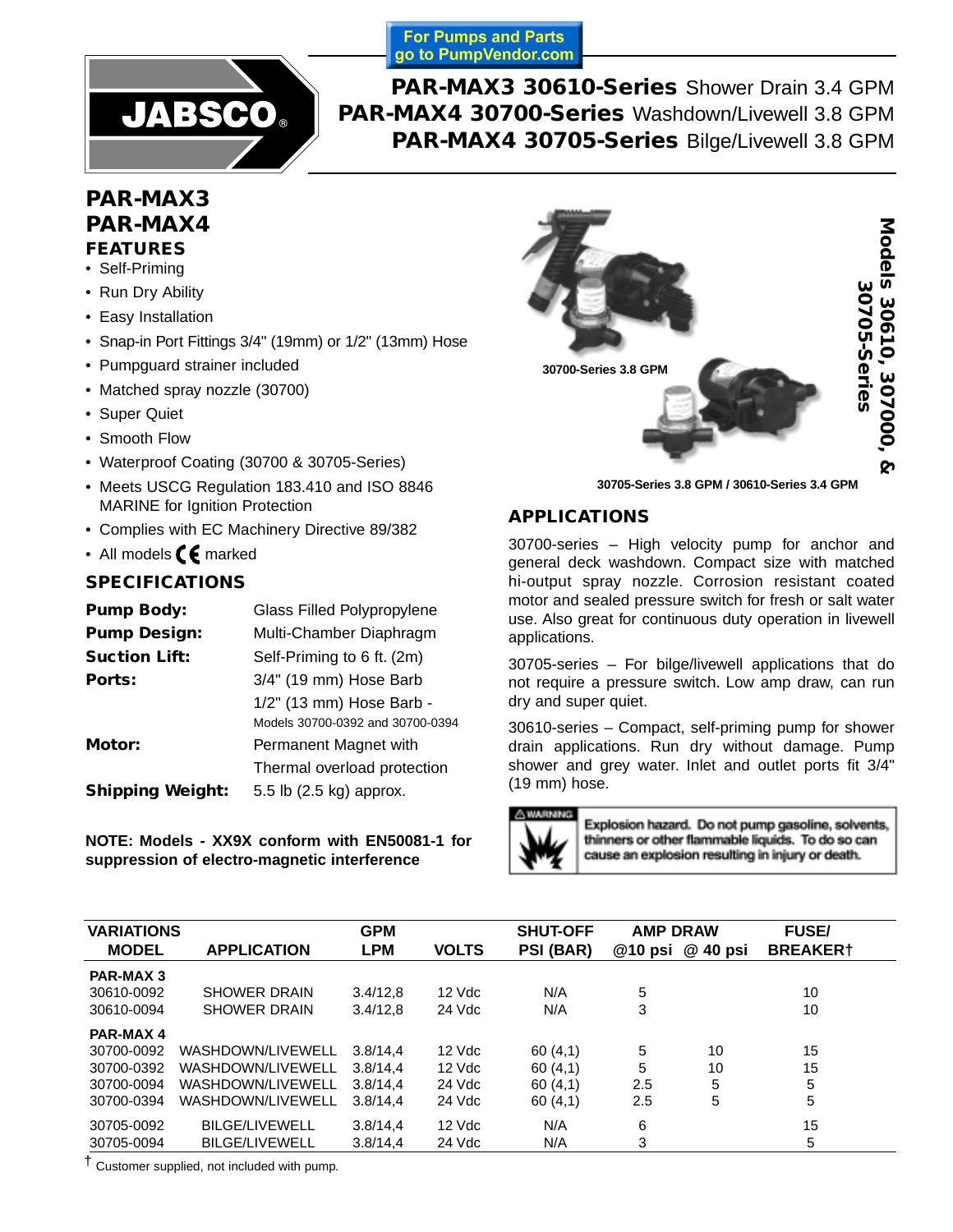For Pumps and Parts go to PumpVendor.com

# PAR-MAX3 30610-Series Shower Drain 3.4 GPM
# PAR-MAX4 30700-Series Washdown/Livewell 3.8 GPM
# PAR-MAX4 30705-Series Bilge/Livewell 3.8 GPM

## PAR-MAX3 PAR-MAX4

### FEATURES

- Self-Priming
- Run Dry Ability
- Easy Installation
- Snap-in Port Fittings 3/4" (19mm) or 1/2" (13mm) Hose
- Pumpguard strainer included
- Matched spray nozzle (30700)
- Super Quiet
- Smooth Flow
- Waterproof Coating (30700 & 30705-Series)
- Meets USCG Regulation 183.410 and ISO 8846 MARINE for Ignition Protection
- Complies with EC Machinery Directive 89/382
- All models CE marked

### SPECIFICATIONS

| | |
|---|---|
| **Pump Body:** | Glass Filled Polypropylene |
| **Pump Design:** | Multi-Chamber Diaphragm |
| **Suction Lift:** | Self-Priming to 6 ft. (2m) |
| **Ports:** | 3/4" (19 mm) Hose Barb |
| | 1/2" (13 mm) Hose Barb - Models 30700-0392 and 30700-0394 |
| **Motor:** | Permanent Magnet with Thermal overload protection |
| **Shipping Weight:** | 5.5 lb (2.5 kg) approx. |

**NOTE: Models - XX9X conform with EN50081-1 for suppression of electro-magnetic interference**

30700-Series 3.8 GPM

30705-Series 3.8 GPM / 30610-Series 3.4 GPM

Models 30610, 307000, & 30705-Series

### APPLICATIONS

30700-series – High velocity pump for anchor and general deck washdown. Compact size with matched hi-output spray nozzle. Corrosion resistant coated motor and sealed pressure switch for fresh or salt water use. Also great for continuous duty operation in livewell applications.

30705-series – For bilge/livewell applications that do not require a pressure switch. Low amp draw, can run dry and super quiet.

30610-series – Compact, self-priming pump for shower drain applications. Run dry without damage. Pump shower and grey water. Inlet and outlet ports fit 3/4" (19 mm) hose.

WARNING: Explosion hazard. Do not pump gasoline, solvents, thinners or other flammable liquids. To do so can cause an explosion resulting in injury or death.

| VARIATIONS MODEL | APPLICATION | GPM LPM | VOLTS | SHUT-OFF PSI (BAR) | AMP DRAW @10 psi | AMP DRAW @ 40 psi | FUSE/ BREAKER† |
|---|---|---|---|---|---|---|---|
| **PAR-MAX 3** | | | | | | | |
| 30610-0092 | SHOWER DRAIN | 3.4/12,8 | 12 Vdc | N/A | 5 | | 10 |
| 30610-0094 | SHOWER DRAIN | 3.4/12,8 | 24 Vdc | N/A | 3 | | 10 |
| **PAR-MAX 4** | | | | | | | |
| 30700-0092 | WASHDOWN/LIVEWELL | 3.8/14,4 | 12 Vdc | 60 (4,1) | 5 | 10 | 15 |
| 30700-0392 | WASHDOWN/LIVEWELL | 3.8/14,4 | 12 Vdc | 60 (4,1) | 5 | 10 | 15 |
| 30700-0094 | WASHDOWN/LIVEWELL | 3.8/14,4 | 24 Vdc | 60 (4,1) | 2.5 | 5 | 5 |
| 30700-0394 | WASHDOWN/LIVEWELL | 3.8/14,4 | 24 Vdc | 60 (4,1) | 2.5 | 5 | 5 |
| 30705-0092 | BILGE/LIVEWELL | 3.8/14,4 | 12 Vdc | N/A | 6 | | 15 |
| 30705-0094 | BILGE/LIVEWELL | 3.8/14,4 | 24 Vdc | N/A | 3 | | 5 |

† Customer supplied, not included with pump.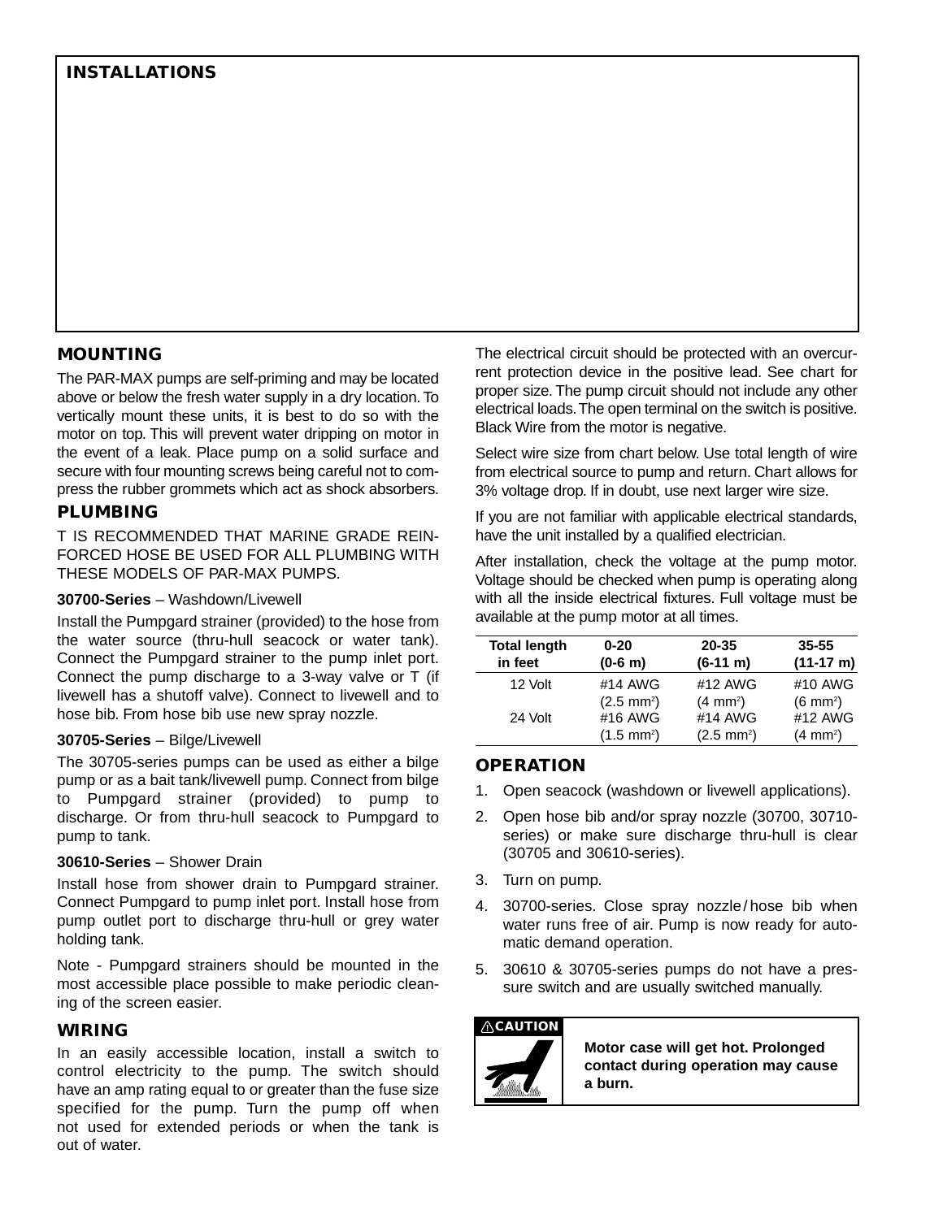# INSTALLATIONS

## MOUNTING

The PAR-MAX pumps are self-priming and may be located above or below the fresh water supply in a dry location. To vertically mount these units, it is best to do so with the motor on top. This will prevent water dripping on motor in the event of a leak. Place pump on a solid surface and secure with four mounting screws being careful not to compress the rubber grommets which act as shock absorbers.

## PLUMBING

T IS RECOMMENDED THAT MARINE GRADE REINFORCED HOSE BE USED FOR ALL PLUMBING WITH THESE MODELS OF PAR-MAX PUMPS.

**30700-Series** – Washdown/Livewell

Install the Pumpgard strainer (provided) to the hose from the water source (thru-hull seacock or water tank). Connect the Pumpgard strainer to the pump inlet port. Connect the pump discharge to a 3-way valve or T (if livewell has a shutoff valve). Connect to livewell and to hose bib. From hose bib use new spray nozzle.

**30705-Series** – Bilge/Livewell

The 30705-series pumps can be used as either a bilge pump or as a bait tank/livewell pump. Connect from bilge to Pumpgard strainer (provided) to pump to discharge. Or from thru-hull seacock to Pumpgard to pump to tank.

**30610-Series** – Shower Drain

Install hose from shower drain to Pumpgard strainer. Connect Pumpgard to pump inlet port. Install hose from pump outlet port to discharge thru-hull or grey water holding tank.

Note - Pumpgard strainers should be mounted in the most accessible place possible to make periodic cleaning of the screen easier.

## WIRING

In an easily accessible location, install a switch to control electricity to the pump. The switch should have an amp rating equal to or greater than the fuse size specified for the pump. Turn the pump off when not used for extended periods or when the tank is out of water.

The electrical circuit should be protected with an overcurrent protection device in the positive lead. See chart for proper size. The pump circuit should not include any other electrical loads. The open terminal on the switch is positive. Black Wire from the motor is negative.

Select wire size from chart below. Use total length of wire from electrical source to pump and return. Chart allows for 3% voltage drop. If in doubt, use next larger wire size.

If you are not familiar with applicable electrical standards, have the unit installed by a qualified electrician.

After installation, check the voltage at the pump motor. Voltage should be checked when pump is operating along with all the inside electrical fixtures. Full voltage must be available at the pump motor at all times.

| Total length in feet | 0-20 (0-6 m) | 20-35 (6-11 m) | 35-55 (11-17 m) |
|---|---|---|---|
| 12 Volt | #14 AWG ($2.5\ mm^2$) | #12 AWG ($4\ mm^2$) | #10 AWG ($6\ mm^2$) |
| 24 Volt | #16 AWG ($1.5\ mm^2$) | #14 AWG ($2.5\ mm^2$) | #12 AWG ($4\ mm^2$) |

## OPERATION

1. Open seacock (washdown or livewell applications).
2. Open hose bib and/or spray nozzle (30700, 30710-series) or make sure discharge thru-hull is clear (30705 and 30610-series).
3. Turn on pump.
4. 30700-series. Close spray nozzle/hose bib when water runs free of air. Pump is now ready for automatic demand operation.
5. 30610 & 30705-series pumps do not have a pressure switch and are usually switched manually.

⚠CAUTION

**Motor case will get hot. Prolonged contact during operation may cause a burn.**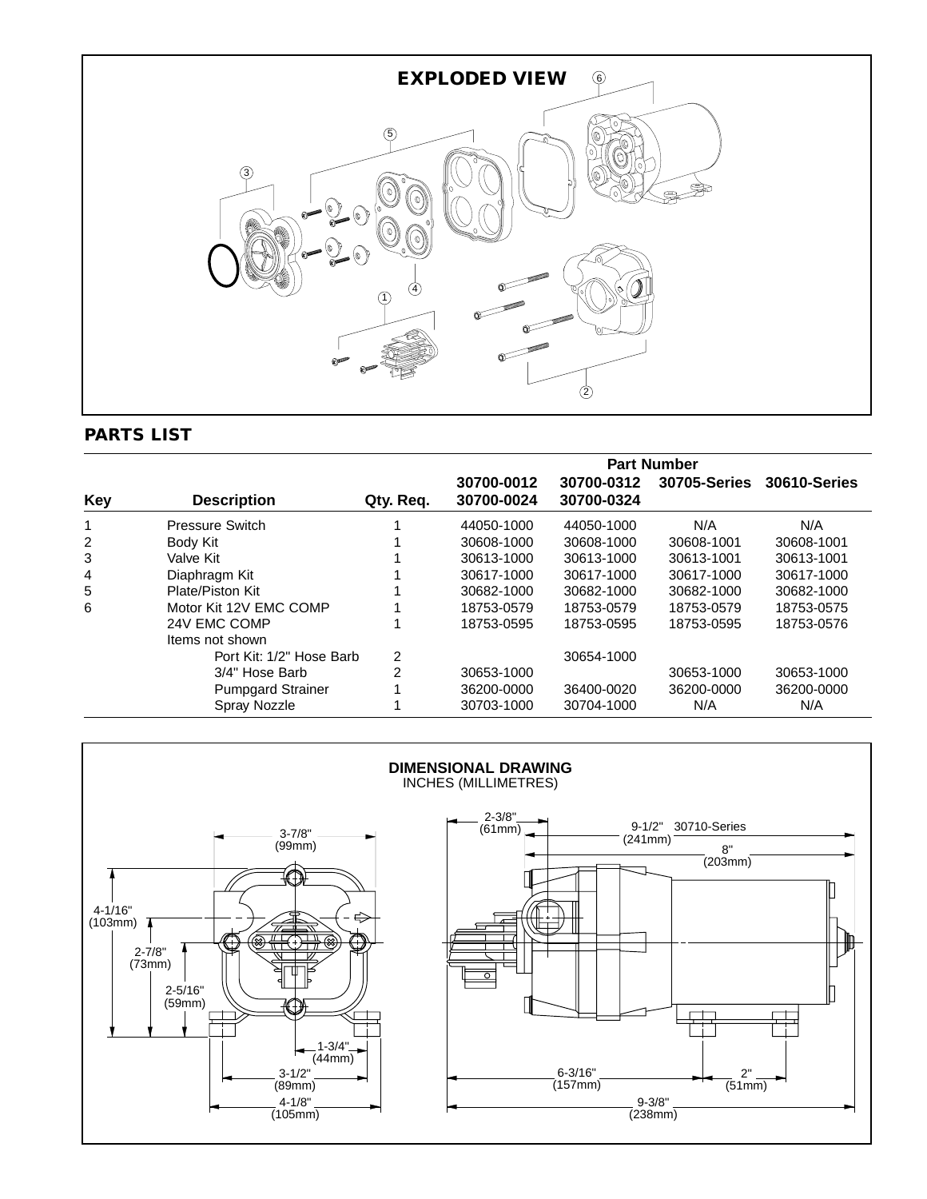## EXPLODED VIEW

## PARTS LIST

| Key | Description | Qty. Req. | Part Number 30700-0012 30700-0024 | 30700-0312 30700-0324 | 30705-Series | 30610-Series |
|---|---|---|---|---|---|---|
| 1 | Pressure Switch | 1 | 44050-1000 | 44050-1000 | N/A | N/A |
| 2 | Body Kit | 1 | 30608-1000 | 30608-1000 | 30608-1001 | 30608-1001 |
| 3 | Valve Kit | 1 | 30613-1000 | 30613-1000 | 30613-1001 | 30613-1001 |
| 4 | Diaphragm Kit | 1 | 30617-1000 | 30617-1000 | 30617-1000 | 30617-1000 |
| 5 | Plate/Piston Kit | 1 | 30682-1000 | 30682-1000 | 30682-1000 | 30682-1000 |
| 6 | Motor Kit 12V EMC COMP | 1 | 18753-0579 | 18753-0579 | 18753-0579 | 18753-0575 |
| | 24V EMC COMP | 1 | 18753-0595 | 18753-0595 | 18753-0595 | 18753-0576 |
| | Items not shown | | | | | |
| | Port Kit: 1/2" Hose Barb | 2 | | 30654-1000 | | |
| | 3/4" Hose Barb | 2 | 30653-1000 | | 30653-1000 | 30653-1000 |
| | Pumpgard Strainer | 1 | 36200-0000 | 36400-0020 | 36200-0000 | 36200-0000 |
| | Spray Nozzle | 1 | 30703-1000 | 30704-1000 | N/A | N/A |

## DIMENSIONAL DRAWING

INCHES (MILLIMETRES)

3-7/8" (99mm); 4-1/16" (103mm); 2-7/8" (73mm); 2-5/16" (59mm); 1-3/4" (44mm); 3-1/2" (89mm); 4-1/8" (105mm)

2-3/8" (61mm); 9-1/2" (241mm) 30710-Series; 8" (203mm); 6-3/16" (157mm); 2" (51mm); 9-3/8" (238mm)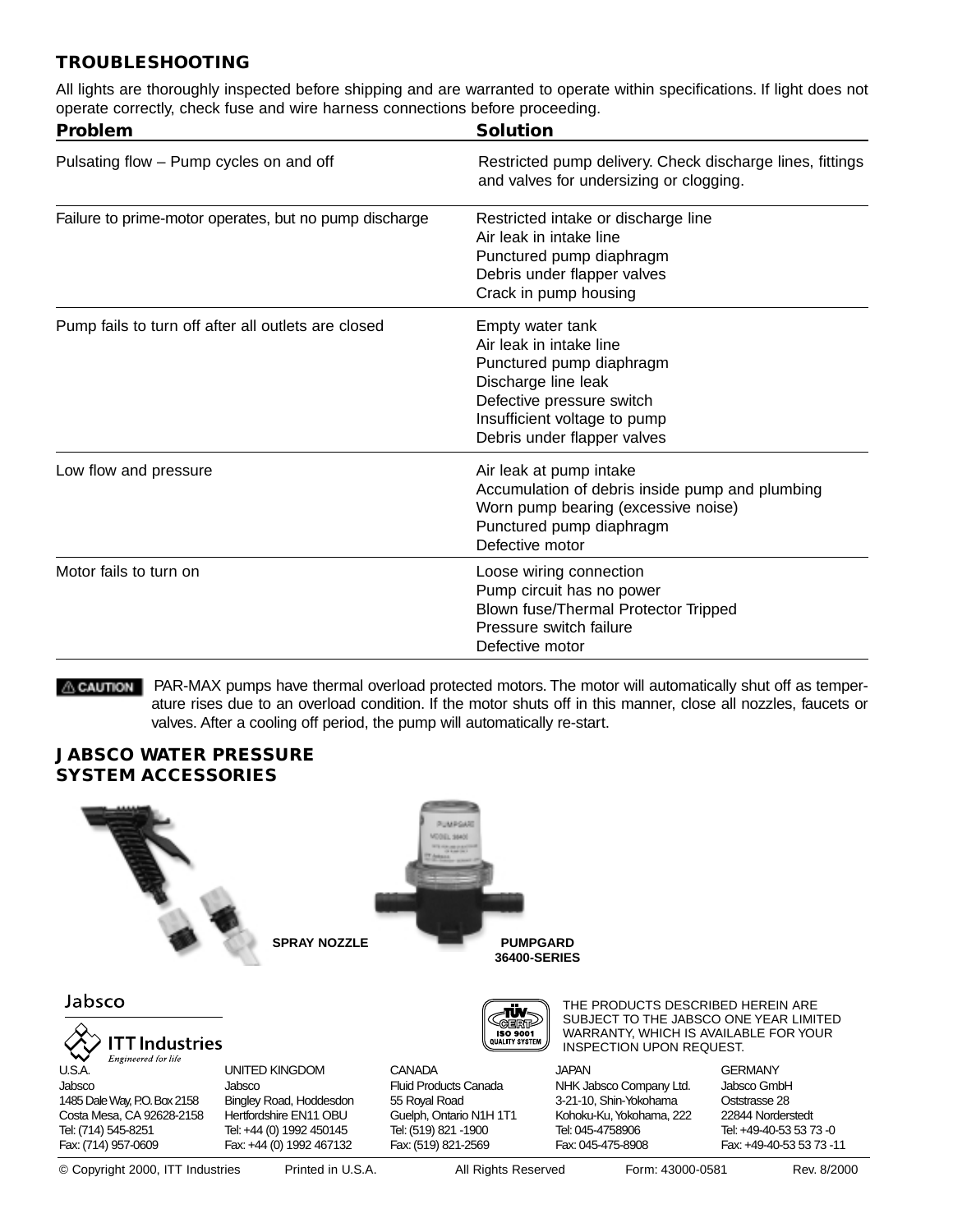## TROUBLESHOOTING

All lights are thoroughly inspected before shipping and are warranted to operate within specifications. If light does not operate correctly, check fuse and wire harness connections before proceeding.

| Problem | Solution |
|---|---|
| Pulsating flow – Pump cycles on and off | Restricted pump delivery. Check discharge lines, fittings and valves for undersizing or clogging. |
| Failure to prime-motor operates, but no pump discharge | Restricted intake or discharge line<br>Air leak in intake line<br>Punctured pump diaphragm<br>Debris under flapper valves<br>Crack in pump housing |
| Pump fails to turn off after all outlets are closed | Empty water tank<br>Air leak in intake line<br>Punctured pump diaphragm<br>Discharge line leak<br>Defective pressure switch<br>Insufficient voltage to pump<br>Debris under flapper valves |
| Low flow and pressure | Air leak at pump intake<br>Accumulation of debris inside pump and plumbing<br>Worn pump bearing (excessive noise)<br>Punctured pump diaphragm<br>Defective motor |
| Motor fails to turn on | Loose wiring connection<br>Pump circuit has no power<br>Blown fuse/Thermal Protector Tripped<br>Pressure switch failure<br>Defective motor |

**⚠ CAUTION** PAR-MAX pumps have thermal overload protected motors. The motor will automatically shut off as temperature rises due to an overload condition. If the motor shuts off in this manner, close all nozzles, faucets or valves. After a cooling off period, the pump will automatically re-start.

## JABSCO WATER PRESSURE SYSTEM ACCESSORIES

SPRAY NOZZLE

PUMPGARD
36400-SERIES

Jabsco

ITT Industries
Engineered for life

TÜV CERT ISO 9001 QUALITY SYSTEM

THE PRODUCTS DESCRIBED HEREIN ARE SUBJECT TO THE JABSCO ONE YEAR LIMITED WARRANTY, WHICH IS AVAILABLE FOR YOUR INSPECTION UPON REQUEST.

| U.S.A. | UNITED KINGDOM | CANADA | JAPAN | GERMANY |
|---|---|---|---|---|
| Jabsco | Jabsco | Fluid Products Canada | NHK Jabsco Company Ltd. | Jabsco GmbH |
| 1485 Dale Way, P.O. Box 2158 | Bingley Road, Hoddesdon | 55 Royal Road | 3-21-10, Shin-Yokohama | Oststrasse 28 |
| Costa Mesa, CA 92628-2158 | Hertfordshire EN11 OBU | Guelph, Ontario N1H 1T1 | Kohoku-Ku, Yokohama, 222 | 22844 Norderstedt |
| Tel: (714) 545-8251 | Tel: +44 (0) 1992 450145 | Tel: (519) 821 -1900 | Tel: 045-4758906 | Tel: +49-40-53 53 73 -0 |
| Fax: (714) 957-0609 | Fax: +44 (0) 1992 467132 | Fax: (519) 821-2569 | Fax: 045-475-8908 | Fax: +49-40-53 53 73 -11 |

© Copyright 2000, ITT Industries Printed in U.S.A. All Rights Reserved Form: 43000-0581 Rev. 8/2000